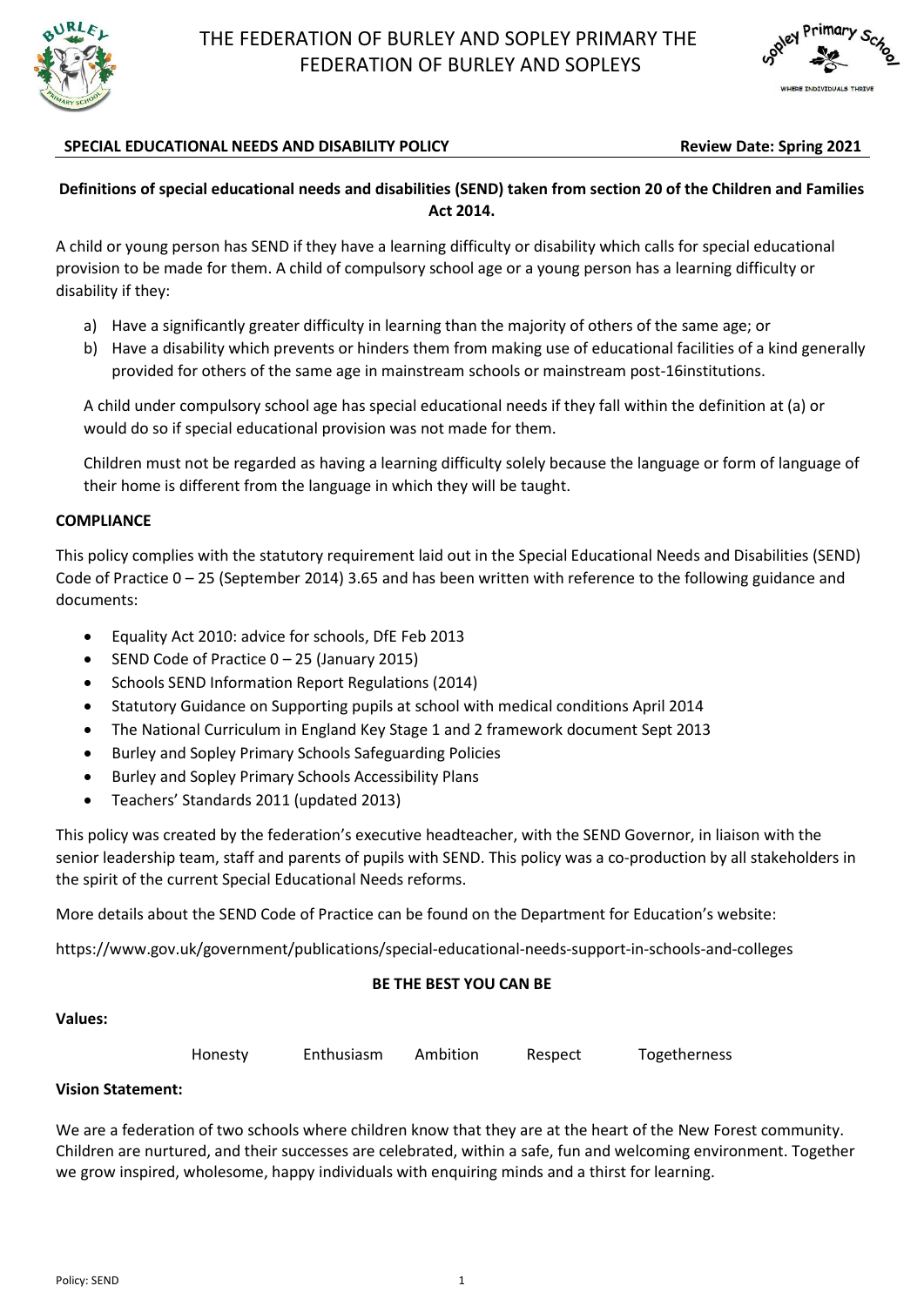# THE FEDERATION OF BURLEY AND SOPLEY PRIMARY THE FEDERATION OF BURLEY AND SOPLEYS

**SPECIAL EDUCATIONAL NEEDS AND DISABILITY POLICY** **Review Date: Spring 2021**

**Definitions of special educational needs and disabilities (SEND) taken from section 20 of the Children and Families Act 2014.**

A child or young person has SEND if they have a learning difficulty or disability which calls for special educational provision to be made for them. A child of compulsory school age or a young person has a learning difficulty or disability if they:

a) Have a significantly greater difficulty in learning than the majority of others of the same age; or
b) Have a disability which prevents or hinders them from making use of educational facilities of a kind generally provided for others of the same age in mainstream schools or mainstream post-16institutions.

A child under compulsory school age has special educational needs if they fall within the definition at (a) or would do so if special educational provision was not made for them.

Children must not be regarded as having a learning difficulty solely because the language or form of language of their home is different from the language in which they will be taught.

**COMPLIANCE**

This policy complies with the statutory requirement laid out in the Special Educational Needs and Disabilities (SEND) Code of Practice 0 – 25 (September 2014) 3.65 and has been written with reference to the following guidance and documents:

- Equality Act 2010: advice for schools, DfE Feb 2013
- SEND Code of Practice 0 – 25 (January 2015)
- Schools SEND Information Report Regulations (2014)
- Statutory Guidance on Supporting pupils at school with medical conditions April 2014
- The National Curriculum in England Key Stage 1 and 2 framework document Sept 2013
- Burley and Sopley Primary Schools Safeguarding Policies
- Burley and Sopley Primary Schools Accessibility Plans
- Teachers' Standards 2011 (updated 2013)

This policy was created by the federation's executive headteacher, with the SEND Governor, in liaison with the senior leadership team, staff and parents of pupils with SEND. This policy was a co-production by all stakeholders in the spirit of the current Special Educational Needs reforms.

More details about the SEND Code of Practice can be found on the Department for Education's website:

https://www.gov.uk/government/publications/special-educational-needs-support-in-schools-and-colleges

**BE THE BEST YOU CAN BE**

**Values:**

Honesty Enthusiasm Ambition Respect Togetherness

**Vision Statement:**

We are a federation of two schools where children know that they are at the heart of the New Forest community. Children are nurtured, and their successes are celebrated, within a safe, fun and welcoming environment. Together we grow inspired, wholesome, happy individuals with enquiring minds and a thirst for learning.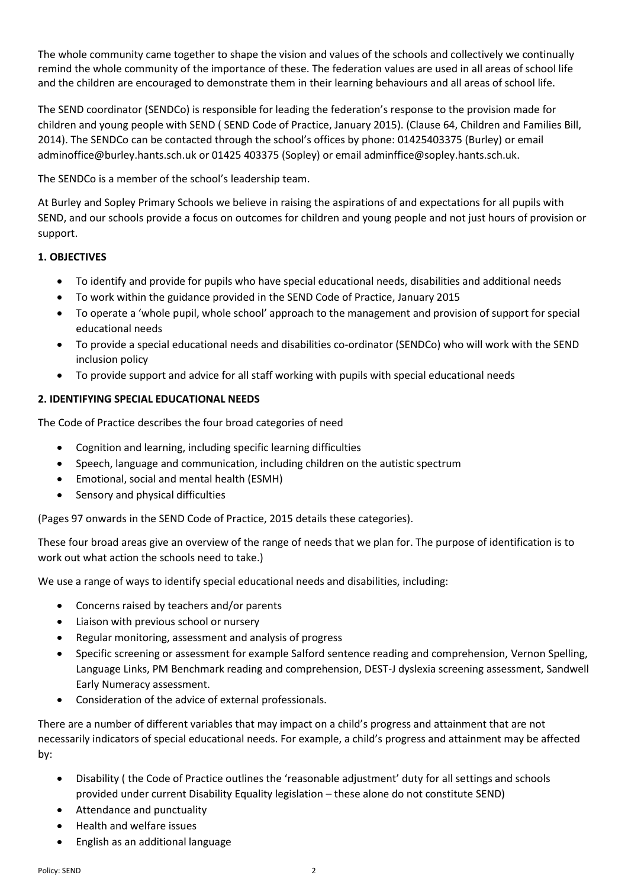The whole community came together to shape the vision and values of the schools and collectively we continually remind the whole community of the importance of these. The federation values are used in all areas of school life and the children are encouraged to demonstrate them in their learning behaviours and all areas of school life.

The SEND coordinator (SENDCo) is responsible for leading the federation's response to the provision made for children and young people with SEND ( SEND Code of Practice, January 2015). (Clause 64, Children and Families Bill, 2014). The SENDCo can be contacted through the school's offices by phone: 01425403375 (Burley) or email adminoffice@burley.hants.sch.uk or 01425 403375 (Sopley) or email adminffice@sopley.hants.sch.uk.

The SENDCo is a member of the school's leadership team.

At Burley and Sopley Primary Schools we believe in raising the aspirations of and expectations for all pupils with SEND, and our schools provide a focus on outcomes for children and young people and not just hours of provision or support.

**1. OBJECTIVES**

- To identify and provide for pupils who have special educational needs, disabilities and additional needs
- To work within the guidance provided in the SEND Code of Practice, January 2015
- To operate a 'whole pupil, whole school' approach to the management and provision of support for special educational needs
- To provide a special educational needs and disabilities co-ordinator (SENDCo) who will work with the SEND inclusion policy
- To provide support and advice for all staff working with pupils with special educational needs

**2. IDENTIFYING SPECIAL EDUCATIONAL NEEDS**

The Code of Practice describes the four broad categories of need

- Cognition and learning, including specific learning difficulties
- Speech, language and communication, including children on the autistic spectrum
- Emotional, social and mental health (ESMH)
- Sensory and physical difficulties

(Pages 97 onwards in the SEND Code of Practice, 2015 details these categories).

These four broad areas give an overview of the range of needs that we plan for. The purpose of identification is to work out what action the schools need to take.)

We use a range of ways to identify special educational needs and disabilities, including:

- Concerns raised by teachers and/or parents
- Liaison with previous school or nursery
- Regular monitoring, assessment and analysis of progress
- Specific screening or assessment for example Salford sentence reading and comprehension, Vernon Spelling, Language Links, PM Benchmark reading and comprehension, DEST-J dyslexia screening assessment, Sandwell Early Numeracy assessment.
- Consideration of the advice of external professionals.

There are a number of different variables that may impact on a child's progress and attainment that are not necessarily indicators of special educational needs. For example, a child's progress and attainment may be affected by:

- Disability ( the Code of Practice outlines the 'reasonable adjustment' duty for all settings and schools provided under current Disability Equality legislation – these alone do not constitute SEND)
- Attendance and punctuality
- Health and welfare issues
- English as an additional language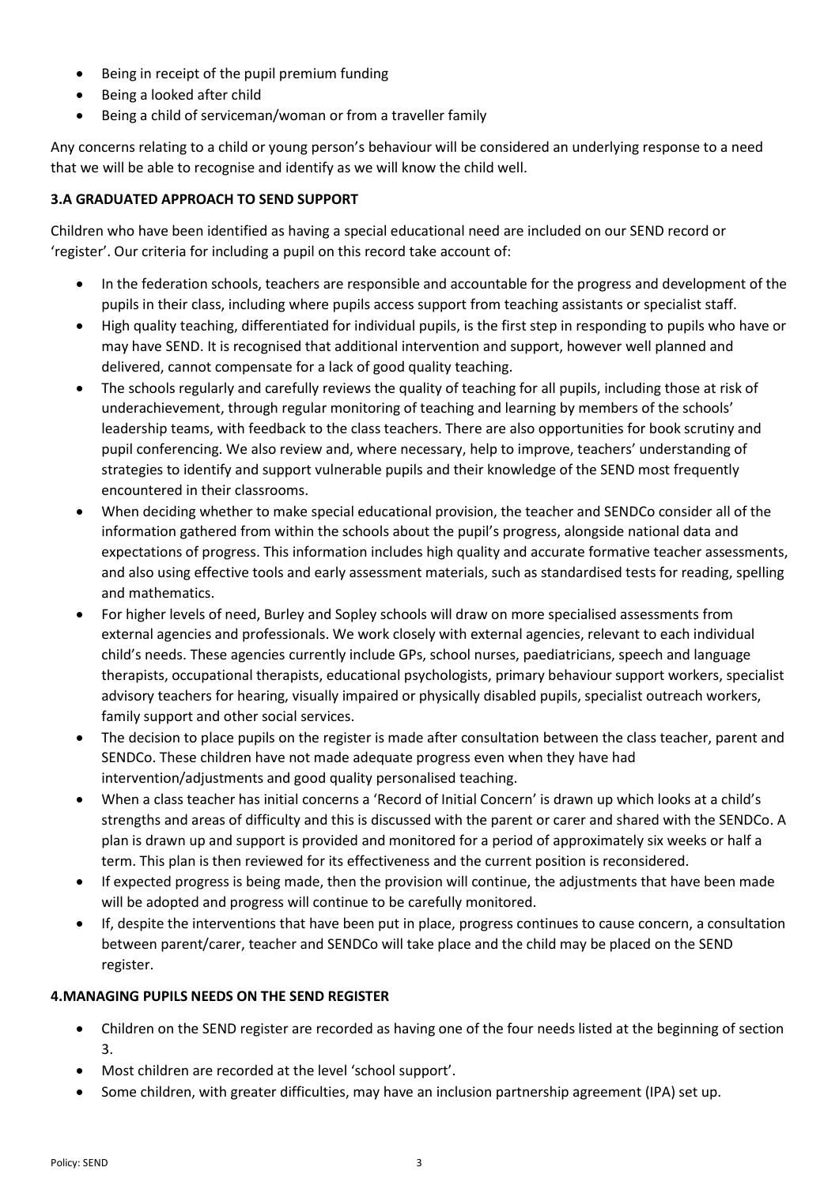- Being in receipt of the pupil premium funding
- Being a looked after child
- Being a child of serviceman/woman or from a traveller family

Any concerns relating to a child or young person's behaviour will be considered an underlying response to a need that we will be able to recognise and identify as we will know the child well.

**3.A GRADUATED APPROACH TO SEND SUPPORT**

Children who have been identified as having a special educational need are included on our SEND record or 'register'. Our criteria for including a pupil on this record take account of:

- In the federation schools, teachers are responsible and accountable for the progress and development of the pupils in their class, including where pupils access support from teaching assistants or specialist staff.
- High quality teaching, differentiated for individual pupils, is the first step in responding to pupils who have or may have SEND. It is recognised that additional intervention and support, however well planned and delivered, cannot compensate for a lack of good quality teaching.
- The schools regularly and carefully reviews the quality of teaching for all pupils, including those at risk of underachievement, through regular monitoring of teaching and learning by members of the schools' leadership teams, with feedback to the class teachers. There are also opportunities for book scrutiny and pupil conferencing. We also review and, where necessary, help to improve, teachers' understanding of strategies to identify and support vulnerable pupils and their knowledge of the SEND most frequently encountered in their classrooms.
- When deciding whether to make special educational provision, the teacher and SENDCo consider all of the information gathered from within the schools about the pupil's progress, alongside national data and expectations of progress. This information includes high quality and accurate formative teacher assessments, and also using effective tools and early assessment materials, such as standardised tests for reading, spelling and mathematics.
- For higher levels of need, Burley and Sopley schools will draw on more specialised assessments from external agencies and professionals. We work closely with external agencies, relevant to each individual child's needs. These agencies currently include GPs, school nurses, paediatricians, speech and language therapists, occupational therapists, educational psychologists, primary behaviour support workers, specialist advisory teachers for hearing, visually impaired or physically disabled pupils, specialist outreach workers, family support and other social services.
- The decision to place pupils on the register is made after consultation between the class teacher, parent and SENDCo. These children have not made adequate progress even when they have had intervention/adjustments and good quality personalised teaching.
- When a class teacher has initial concerns a 'Record of Initial Concern' is drawn up which looks at a child's strengths and areas of difficulty and this is discussed with the parent or carer and shared with the SENDCo. A plan is drawn up and support is provided and monitored for a period of approximately six weeks or half a term. This plan is then reviewed for its effectiveness and the current position is reconsidered.
- If expected progress is being made, then the provision will continue, the adjustments that have been made will be adopted and progress will continue to be carefully monitored.
- If, despite the interventions that have been put in place, progress continues to cause concern, a consultation between parent/carer, teacher and SENDCo will take place and the child may be placed on the SEND register.

**4.MANAGING PUPILS NEEDS ON THE SEND REGISTER**

- Children on the SEND register are recorded as having one of the four needs listed at the beginning of section 3.
- Most children are recorded at the level 'school support'.
- Some children, with greater difficulties, may have an inclusion partnership agreement (IPA) set up.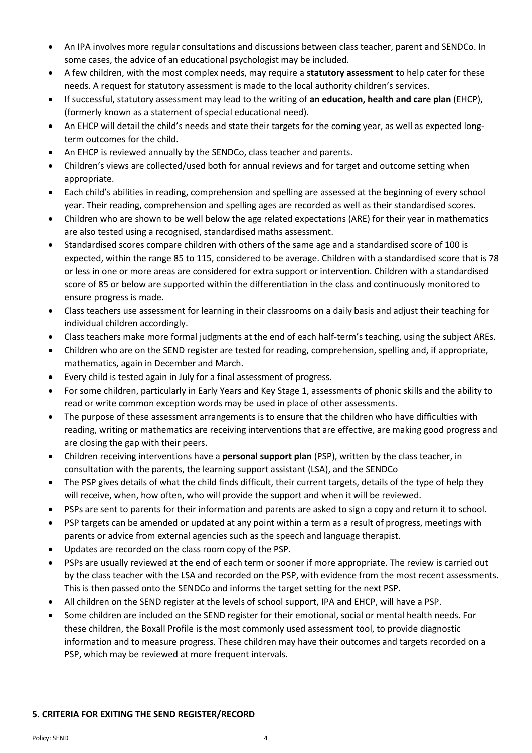- An IPA involves more regular consultations and discussions between class teacher, parent and SENDCo. In some cases, the advice of an educational psychologist may be included.
- A few children, with the most complex needs, may require a **statutory assessment** to help cater for these needs. A request for statutory assessment is made to the local authority children's services.
- If successful, statutory assessment may lead to the writing of **an education, health and care plan** (EHCP), (formerly known as a statement of special educational need).
- An EHCP will detail the child's needs and state their targets for the coming year, as well as expected long-term outcomes for the child.
- An EHCP is reviewed annually by the SENDCo, class teacher and parents.
- Children's views are collected/used both for annual reviews and for target and outcome setting when appropriate.
- Each child's abilities in reading, comprehension and spelling are assessed at the beginning of every school year. Their reading, comprehension and spelling ages are recorded as well as their standardised scores.
- Children who are shown to be well below the age related expectations (ARE) for their year in mathematics are also tested using a recognised, standardised maths assessment.
- Standardised scores compare children with others of the same age and a standardised score of 100 is expected, within the range 85 to 115, considered to be average. Children with a standardised score that is 78 or less in one or more areas are considered for extra support or intervention. Children with a standardised score of 85 or below are supported within the differentiation in the class and continuously monitored to ensure progress is made.
- Class teachers use assessment for learning in their classrooms on a daily basis and adjust their teaching for individual children accordingly.
- Class teachers make more formal judgments at the end of each half-term's teaching, using the subject AREs.
- Children who are on the SEND register are tested for reading, comprehension, spelling and, if appropriate, mathematics, again in December and March.
- Every child is tested again in July for a final assessment of progress.
- For some children, particularly in Early Years and Key Stage 1, assessments of phonic skills and the ability to read or write common exception words may be used in place of other assessments.
- The purpose of these assessment arrangements is to ensure that the children who have difficulties with reading, writing or mathematics are receiving interventions that are effective, are making good progress and are closing the gap with their peers.
- Children receiving interventions have a **personal support plan** (PSP), written by the class teacher, in consultation with the parents, the learning support assistant (LSA), and the SENDCo
- The PSP gives details of what the child finds difficult, their current targets, details of the type of help they will receive, when, how often, who will provide the support and when it will be reviewed.
- PSPs are sent to parents for their information and parents are asked to sign a copy and return it to school.
- PSP targets can be amended or updated at any point within a term as a result of progress, meetings with parents or advice from external agencies such as the speech and language therapist.
- Updates are recorded on the class room copy of the PSP.
- PSPs are usually reviewed at the end of each term or sooner if more appropriate. The review is carried out by the class teacher with the LSA and recorded on the PSP, with evidence from the most recent assessments. This is then passed onto the SENDCo and informs the target setting for the next PSP.
- All children on the SEND register at the levels of school support, IPA and EHCP, will have a PSP.
- Some children are included on the SEND register for their emotional, social or mental health needs. For these children, the Boxall Profile is the most commonly used assessment tool, to provide diagnostic information and to measure progress. These children may have their outcomes and targets recorded on a PSP, which may be reviewed at more frequent intervals.

## 5. CRITERIA FOR EXITING THE SEND REGISTER/RECORD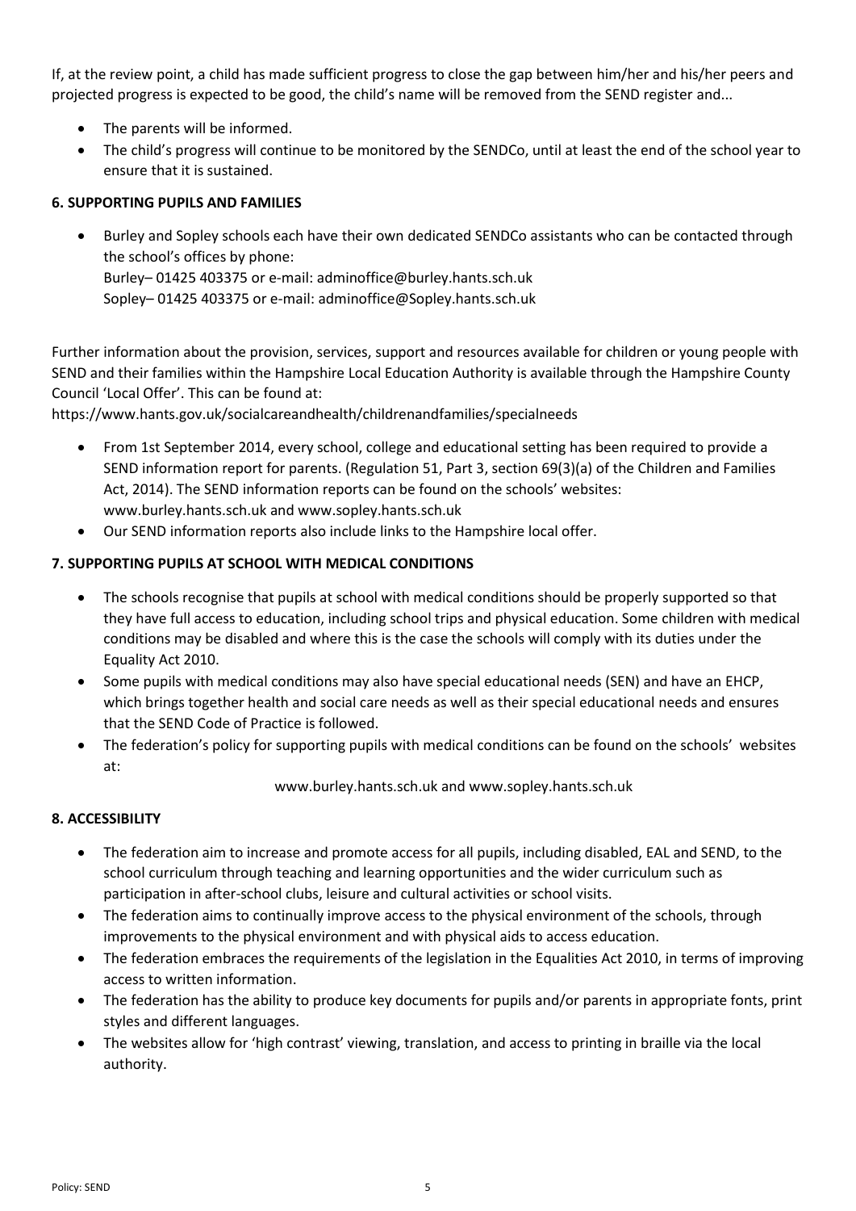If, at the review point, a child has made sufficient progress to close the gap between him/her and his/her peers and projected progress is expected to be good, the child's name will be removed from the SEND register and...

- The parents will be informed.
- The child's progress will continue to be monitored by the SENDCo, until at least the end of the school year to ensure that it is sustained.

**6. SUPPORTING PUPILS AND FAMILIES**

- Burley and Sopley schools each have their own dedicated SENDCo assistants who can be contacted through the school's offices by phone:
  Burley– 01425 403375 or e-mail: adminoffice@burley.hants.sch.uk
  Sopley– 01425 403375 or e-mail: adminoffice@Sopley.hants.sch.uk

Further information about the provision, services, support and resources available for children or young people with SEND and their families within the Hampshire Local Education Authority is available through the Hampshire County Council 'Local Offer'. This can be found at:
https://www.hants.gov.uk/socialcareandhealth/childrenandfamilies/specialneeds

- From 1st September 2014, every school, college and educational setting has been required to provide a SEND information report for parents. (Regulation 51, Part 3, section 69(3)(a) of the Children and Families Act, 2014). The SEND information reports can be found on the schools' websites: www.burley.hants.sch.uk and www.sopley.hants.sch.uk
- Our SEND information reports also include links to the Hampshire local offer.

**7. SUPPORTING PUPILS AT SCHOOL WITH MEDICAL CONDITIONS**

- The schools recognise that pupils at school with medical conditions should be properly supported so that they have full access to education, including school trips and physical education. Some children with medical conditions may be disabled and where this is the case the schools will comply with its duties under the Equality Act 2010.
- Some pupils with medical conditions may also have special educational needs (SEN) and have an EHCP, which brings together health and social care needs as well as their special educational needs and ensures that the SEND Code of Practice is followed.
- The federation's policy for supporting pupils with medical conditions can be found on the schools' websites at:

  www.burley.hants.sch.uk and www.sopley.hants.sch.uk

**8. ACCESSIBILITY**

- The federation aim to increase and promote access for all pupils, including disabled, EAL and SEND, to the school curriculum through teaching and learning opportunities and the wider curriculum such as participation in after-school clubs, leisure and cultural activities or school visits.
- The federation aims to continually improve access to the physical environment of the schools, through improvements to the physical environment and with physical aids to access education.
- The federation embraces the requirements of the legislation in the Equalities Act 2010, in terms of improving access to written information.
- The federation has the ability to produce key documents for pupils and/or parents in appropriate fonts, print styles and different languages.
- The websites allow for 'high contrast' viewing, translation, and access to printing in braille via the local authority.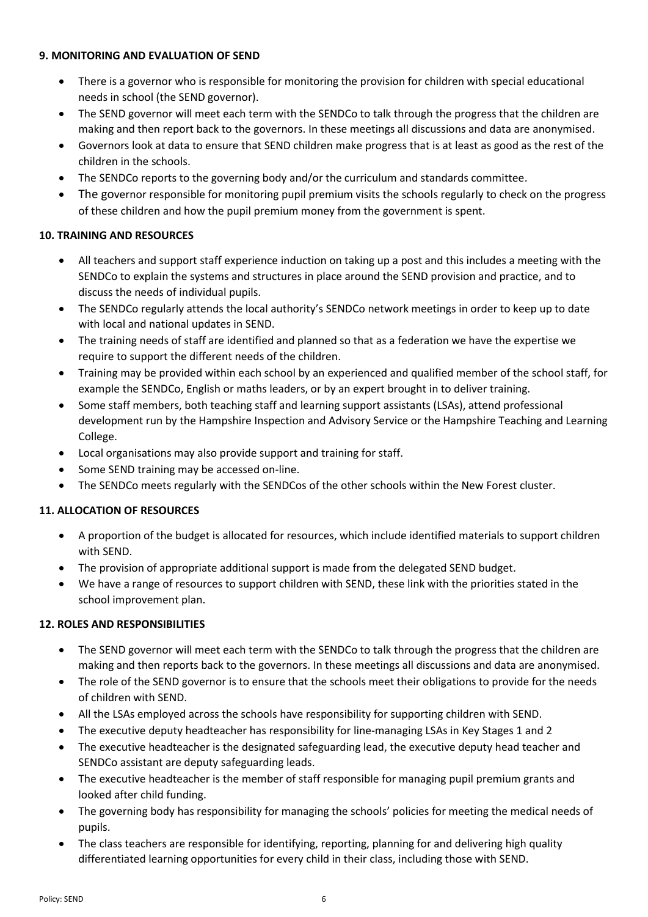**9. MONITORING AND EVALUATION OF SEND**

- There is a governor who is responsible for monitoring the provision for children with special educational needs in school (the SEND governor).
- The SEND governor will meet each term with the SENDCo to talk through the progress that the children are making and then report back to the governors. In these meetings all discussions and data are anonymised.
- Governors look at data to ensure that SEND children make progress that is at least as good as the rest of the children in the schools.
- The SENDCo reports to the governing body and/or the curriculum and standards committee.
- The governor responsible for monitoring pupil premium visits the schools regularly to check on the progress of these children and how the pupil premium money from the government is spent.

**10. TRAINING AND RESOURCES**

- All teachers and support staff experience induction on taking up a post and this includes a meeting with the SENDCo to explain the systems and structures in place around the SEND provision and practice, and to discuss the needs of individual pupils.
- The SENDCo regularly attends the local authority's SENDCo network meetings in order to keep up to date with local and national updates in SEND.
- The training needs of staff are identified and planned so that as a federation we have the expertise we require to support the different needs of the children.
- Training may be provided within each school by an experienced and qualified member of the school staff, for example the SENDCo, English or maths leaders, or by an expert brought in to deliver training.
- Some staff members, both teaching staff and learning support assistants (LSAs), attend professional development run by the Hampshire Inspection and Advisory Service or the Hampshire Teaching and Learning College.
- Local organisations may also provide support and training for staff.
- Some SEND training may be accessed on-line.
- The SENDCo meets regularly with the SENDCos of the other schools within the New Forest cluster.

**11. ALLOCATION OF RESOURCES**

- A proportion of the budget is allocated for resources, which include identified materials to support children with SEND.
- The provision of appropriate additional support is made from the delegated SEND budget.
- We have a range of resources to support children with SEND, these link with the priorities stated in the school improvement plan.

**12. ROLES AND RESPONSIBILITIES**

- The SEND governor will meet each term with the SENDCo to talk through the progress that the children are making and then reports back to the governors. In these meetings all discussions and data are anonymised.
- The role of the SEND governor is to ensure that the schools meet their obligations to provide for the needs of children with SEND.
- All the LSAs employed across the schools have responsibility for supporting children with SEND.
- The executive deputy headteacher has responsibility for line-managing LSAs in Key Stages 1 and 2
- The executive headteacher is the designated safeguarding lead, the executive deputy head teacher and SENDCo assistant are deputy safeguarding leads.
- The executive headteacher is the member of staff responsible for managing pupil premium grants and looked after child funding.
- The governing body has responsibility for managing the schools' policies for meeting the medical needs of pupils.
- The class teachers are responsible for identifying, reporting, planning for and delivering high quality differentiated learning opportunities for every child in their class, including those with SEND.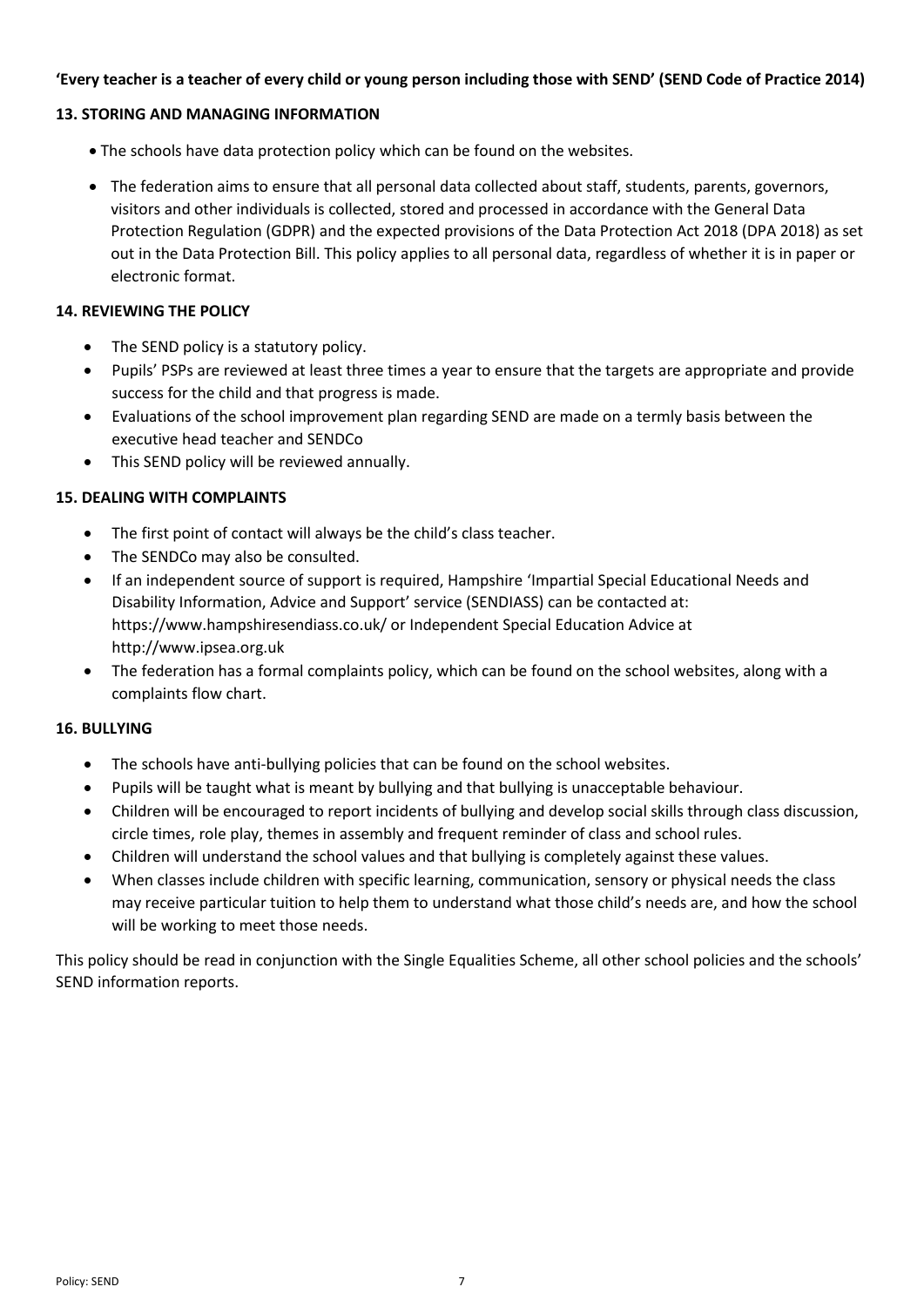**'Every teacher is a teacher of every child or young person including those with SEND' (SEND Code of Practice 2014)**

**13. STORING AND MANAGING INFORMATION**

- The schools have data protection policy which can be found on the websites.
- The federation aims to ensure that all personal data collected about staff, students, parents, governors, visitors and other individuals is collected, stored and processed in accordance with the General Data Protection Regulation (GDPR) and the expected provisions of the Data Protection Act 2018 (DPA 2018) as set out in the Data Protection Bill. This policy applies to all personal data, regardless of whether it is in paper or electronic format.

**14. REVIEWING THE POLICY**

- The SEND policy is a statutory policy.
- Pupils' PSPs are reviewed at least three times a year to ensure that the targets are appropriate and provide success for the child and that progress is made.
- Evaluations of the school improvement plan regarding SEND are made on a termly basis between the executive head teacher and SENDCo
- This SEND policy will be reviewed annually.

**15. DEALING WITH COMPLAINTS**

- The first point of contact will always be the child's class teacher.
- The SENDCo may also be consulted.
- If an independent source of support is required, Hampshire 'Impartial Special Educational Needs and Disability Information, Advice and Support' service (SENDIASS) can be contacted at: https://www.hampshiresendiass.co.uk/ or Independent Special Education Advice at http://www.ipsea.org.uk
- The federation has a formal complaints policy, which can be found on the school websites, along with a complaints flow chart.

**16. BULLYING**

- The schools have anti-bullying policies that can be found on the school websites.
- Pupils will be taught what is meant by bullying and that bullying is unacceptable behaviour.
- Children will be encouraged to report incidents of bullying and develop social skills through class discussion, circle times, role play, themes in assembly and frequent reminder of class and school rules.
- Children will understand the school values and that bullying is completely against these values.
- When classes include children with specific learning, communication, sensory or physical needs the class may receive particular tuition to help them to understand what those child's needs are, and how the school will be working to meet those needs.

This policy should be read in conjunction with the Single Equalities Scheme, all other school policies and the schools' SEND information reports.